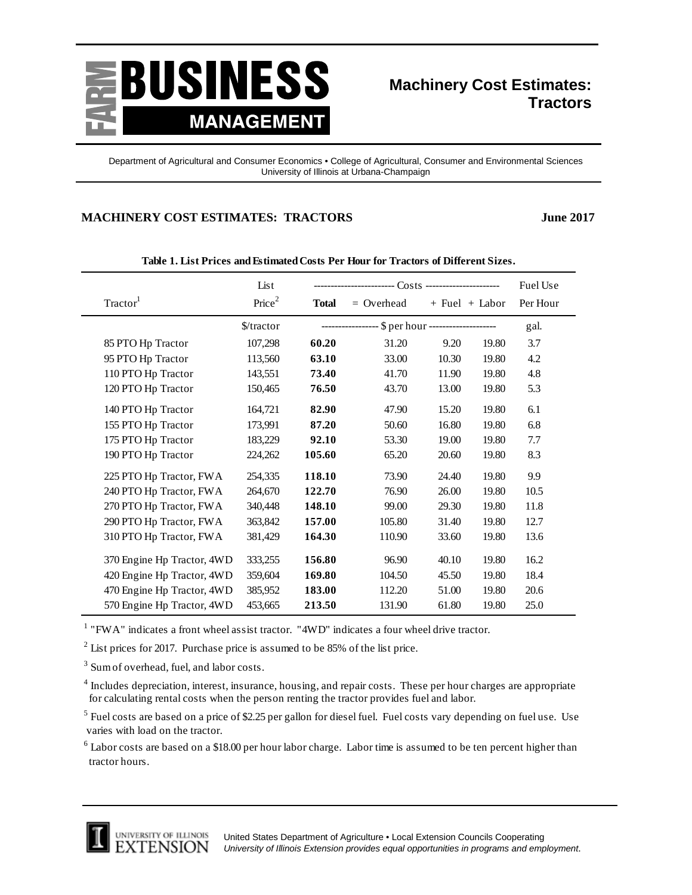# FARM BUSINESS MANAGEMENT

## Machinery Cost Estimates: Tractors

Department of Agricultural and Consumer Economics • College of Agricultural, Consumer and Environmental Sciences
University of Illinois at Urbana-Champaign

## MACHINERY COST ESTIMATES: TRACTORS

**June 2017**

**Table 1. List Prices and Estimated Costs Per Hour for Tractors of Different Sizes.**

| Tractor[1] | List Price[2] | Costs | | | | Fuel Use Per Hour |
|---|---|---|---|---|---|---|
| | | **Total** | = Overhead | + Fuel | + Labor | |
| | $/tractor | $ per hour | | | | gal. |
| 85 PTO Hp Tractor | 107,298 | **60.20** | 31.20 | 9.20 | 19.80 | 3.7 |
| 95 PTO Hp Tractor | 113,560 | **63.10** | 33.00 | 10.30 | 19.80 | 4.2 |
| 110 PTO Hp Tractor | 143,551 | **73.40** | 41.70 | 11.90 | 19.80 | 4.8 |
| 120 PTO Hp Tractor | 150,465 | **76.50** | 43.70 | 13.00 | 19.80 | 5.3 |
| 140 PTO Hp Tractor | 164,721 | **82.90** | 47.90 | 15.20 | 19.80 | 6.1 |
| 155 PTO Hp Tractor | 173,991 | **87.20** | 50.60 | 16.80 | 19.80 | 6.8 |
| 175 PTO Hp Tractor | 183,229 | **92.10** | 53.30 | 19.00 | 19.80 | 7.7 |
| 190 PTO Hp Tractor | 224,262 | **105.60** | 65.20 | 20.60 | 19.80 | 8.3 |
| 225 PTO Hp Tractor, FWA | 254,335 | **118.10** | 73.90 | 24.40 | 19.80 | 9.9 |
| 240 PTO Hp Tractor, FWA | 264,670 | **122.70** | 76.90 | 26.00 | 19.80 | 10.5 |
| 270 PTO Hp Tractor, FWA | 340,448 | **148.10** | 99.00 | 29.30 | 19.80 | 11.8 |
| 290 PTO Hp Tractor, FWA | 363,842 | **157.00** | 105.80 | 31.40 | 19.80 | 12.7 |
| 310 PTO Hp Tractor, FWA | 381,429 | **164.30** | 110.90 | 33.60 | 19.80 | 13.6 |
| 370 Engine Hp Tractor, 4WD | 333,255 | **156.80** | 96.90 | 40.10 | 19.80 | 16.2 |
| 420 Engine Hp Tractor, 4WD | 359,604 | **169.80** | 104.50 | 45.50 | 19.80 | 18.4 |
| 470 Engine Hp Tractor, 4WD | 385,952 | **183.00** | 112.20 | 51.00 | 19.80 | 20.6 |
| 570 Engine Hp Tractor, 4WD | 453,665 | **213.50** | 131.90 | 61.80 | 19.80 | 25.0 |

[1] "FWA" indicates a front wheel assist tractor. "4WD" indicates a four wheel drive tractor.

[2] List prices for 2017. Purchase price is assumed to be 85% of the list price.

[3] Sum of overhead, fuel, and labor costs.

[4] Includes depreciation, interest, insurance, housing, and repair costs. These per hour charges are appropriate for calculating rental costs when the person renting the tractor provides fuel and labor.

[5] Fuel costs are based on a price of $2.25 per gallon for diesel fuel. Fuel costs vary depending on fuel use. Use varies with load on the tractor.

[6] Labor costs are based on a $18.00 per hour labor charge. Labor time is assumed to be ten percent higher than tractor hours.

UNIVERSITY OF ILLINOIS EXTENSION

United States Department of Agriculture • Local Extension Councils Cooperating
*University of Illinois Extension provides equal opportunities in programs and employment.*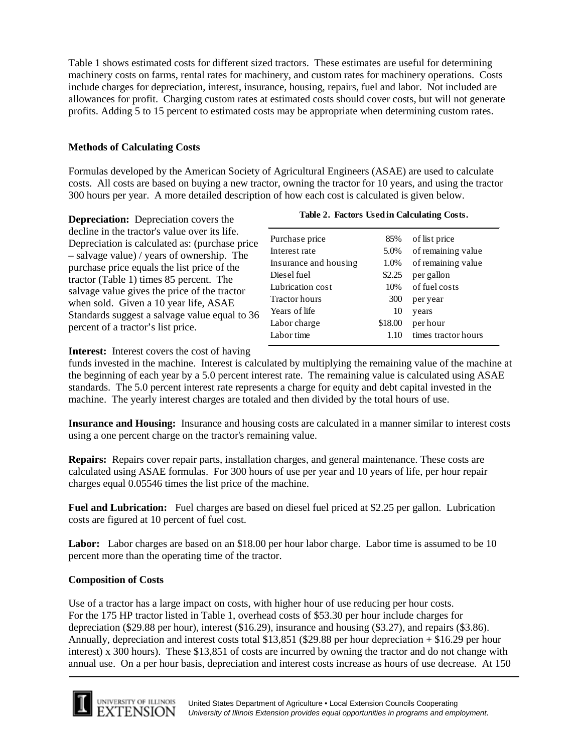Table 1 shows estimated costs for different sized tractors. These estimates are useful for determining machinery costs on farms, rental rates for machinery, and custom rates for machinery operations. Costs include charges for depreciation, interest, insurance, housing, repairs, fuel and labor. Not included are allowances for profit. Charging custom rates at estimated costs should cover costs, but will not generate profits. Adding 5 to 15 percent to estimated costs may be appropriate when determining custom rates.

**Methods of Calculating Costs**

Formulas developed by the American Society of Agricultural Engineers (ASAE) are used to calculate costs. All costs are based on buying a new tractor, owning the tractor for 10 years, and using the tractor 300 hours per year. A more detailed description of how each cost is calculated is given below.

**Depreciation:** Depreciation covers the decline in the tractor's value over its life. Depreciation is calculated as: (purchase price – salvage value) / years of ownership. The purchase price equals the list price of the tractor (Table 1) times 85 percent. The salvage value gives the price of the tractor when sold. Given a 10 year life, ASAE Standards suggest a salvage value equal to 36 percent of a tractor's list price.

**Table 2. Factors Used in Calculating Costs.**

| | | |
|---|---|---|
| Purchase price | 85% | of list price |
| Interest rate | 5.0% | of remaining value |
| Insurance and housing | 1.0% | of remaining value |
| Diesel fuel | $2.25 | per gallon |
| Lubrication cost | 10% | of fuel costs |
| Tractor hours | 300 | per year |
| Years of life | 10 | years |
| Labor charge | $18.00 | per hour |
| Labor time | 1.10 | times tractor hours |

**Interest:** Interest covers the cost of having funds invested in the machine. Interest is calculated by multiplying the remaining value of the machine at the beginning of each year by a 5.0 percent interest rate. The remaining value is calculated using ASAE standards. The 5.0 percent interest rate represents a charge for equity and debt capital invested in the machine. The yearly interest charges are totaled and then divided by the total hours of use.

**Insurance and Housing:** Insurance and housing costs are calculated in a manner similar to interest costs using a one percent charge on the tractor's remaining value.

**Repairs:** Repairs cover repair parts, installation charges, and general maintenance. These costs are calculated using ASAE formulas. For 300 hours of use per year and 10 years of life, per hour repair charges equal 0.05546 times the list price of the machine.

**Fuel and Lubrication:** Fuel charges are based on diesel fuel priced at $2.25 per gallon. Lubrication costs are figured at 10 percent of fuel cost.

**Labor:** Labor charges are based on an $18.00 per hour labor charge. Labor time is assumed to be 10 percent more than the operating time of the tractor.

**Composition of Costs**

Use of a tractor has a large impact on costs, with higher hour of use reducing per hour costs. For the 175 HP tractor listed in Table 1, overhead costs of $53.30 per hour include charges for depreciation ($29.88 per hour), interest ($16.29), insurance and housing ($3.27), and repairs ($3.86). Annually, depreciation and interest costs total $13,851 ($29.88 per hour depreciation + $16.29 per hour interest) x 300 hours). These $13,851 of costs are incurred by owning the tractor and do not change with annual use. On a per hour basis, depreciation and interest costs increase as hours of use decrease. At 150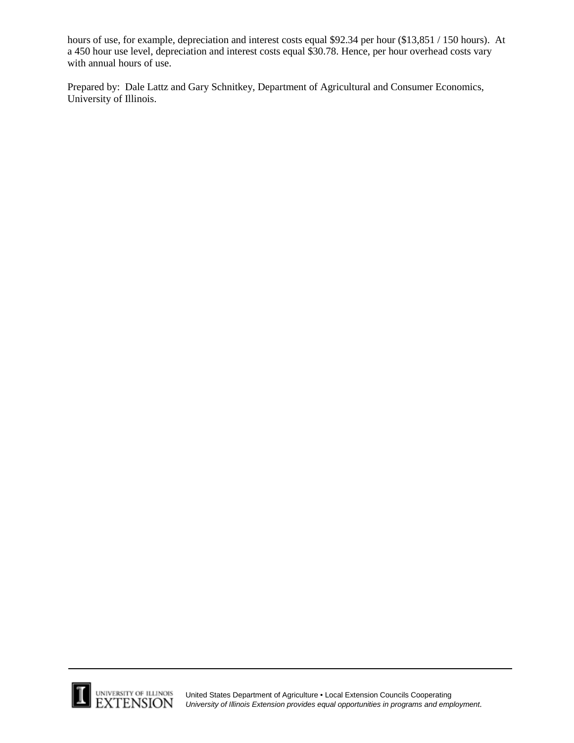hours of use, for example, depreciation and interest costs equal $92.34 per hour ($13,851 / 150 hours). At a 450 hour use level, depreciation and interest costs equal $30.78. Hence, per hour overhead costs vary with annual hours of use.

Prepared by: Dale Lattz and Gary Schnitkey, Department of Agricultural and Consumer Economics, University of Illinois.

UNIVERSITY OF ILLINOIS EXTENSION

United States Department of Agriculture • Local Extension Councils Cooperating
*University of Illinois Extension provides equal opportunities in programs and employment.*